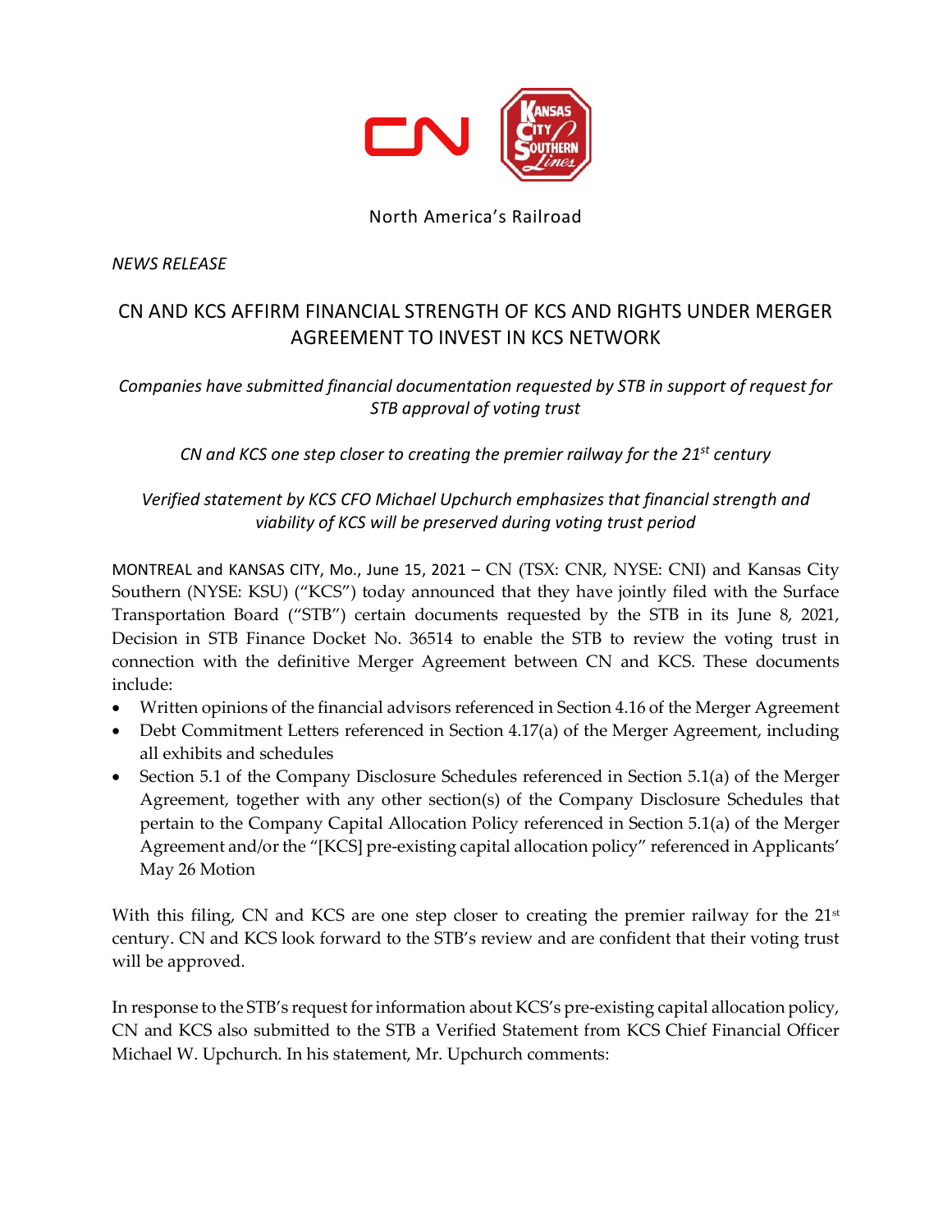North America's Railroad

*NEWS RELEASE*

# CN AND KCS AFFIRM FINANCIAL STRENGTH OF KCS AND RIGHTS UNDER MERGER AGREEMENT TO INVEST IN KCS NETWORK

*Companies have submitted financial documentation requested by STB in support of request for STB approval of voting trust*

*CN and KCS one step closer to creating the premier railway for the 21st century*

*Verified statement by KCS CFO Michael Upchurch emphasizes that financial strength and viability of KCS will be preserved during voting trust period*

MONTREAL and KANSAS CITY, Mo., June 15, 2021 – CN (TSX: CNR, NYSE: CNI) and Kansas City Southern (NYSE: KSU) ("KCS") today announced that they have jointly filed with the Surface Transportation Board ("STB") certain documents requested by the STB in its June 8, 2021, Decision in STB Finance Docket No. 36514 to enable the STB to review the voting trust in connection with the definitive Merger Agreement between CN and KCS. These documents include:

- Written opinions of the financial advisors referenced in Section 4.16 of the Merger Agreement
- Debt Commitment Letters referenced in Section 4.17(a) of the Merger Agreement, including all exhibits and schedules
- Section 5.1 of the Company Disclosure Schedules referenced in Section 5.1(a) of the Merger Agreement, together with any other section(s) of the Company Disclosure Schedules that pertain to the Company Capital Allocation Policy referenced in Section 5.1(a) of the Merger Agreement and/or the "[KCS] pre-existing capital allocation policy" referenced in Applicants' May 26 Motion

With this filing, CN and KCS are one step closer to creating the premier railway for the 21st century. CN and KCS look forward to the STB's review and are confident that their voting trust will be approved.

In response to the STB's request for information about KCS's pre-existing capital allocation policy, CN and KCS also submitted to the STB a Verified Statement from KCS Chief Financial Officer Michael W. Upchurch. In his statement, Mr. Upchurch comments: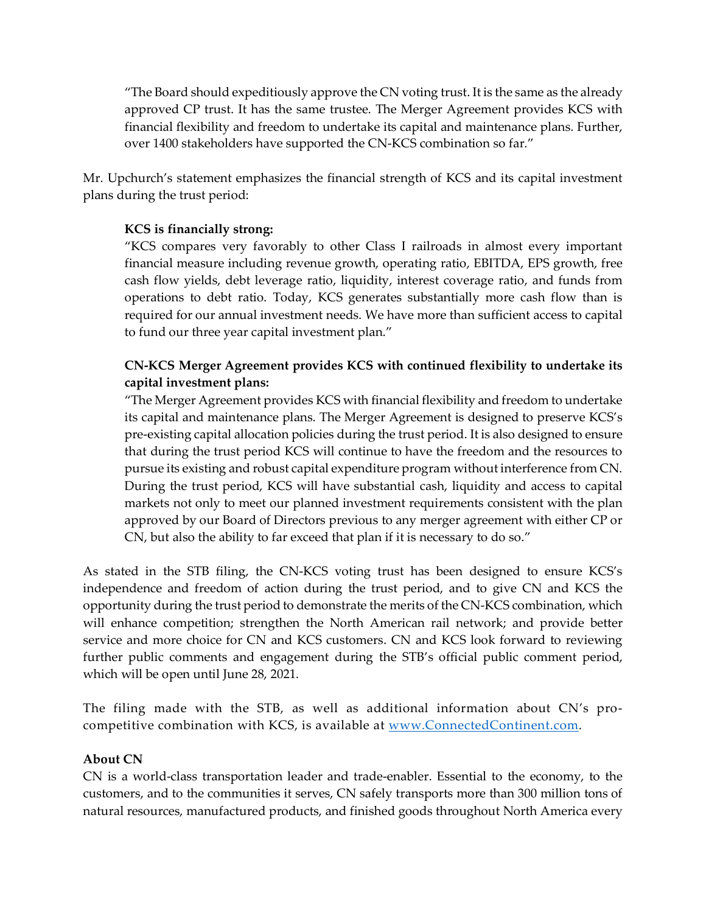> "The Board should expeditiously approve the CN voting trust. It is the same as the already approved CP trust. It has the same trustee. The Merger Agreement provides KCS with financial flexibility and freedom to undertake its capital and maintenance plans. Further, over 1400 stakeholders have supported the CN-KCS combination so far."

Mr. Upchurch's statement emphasizes the financial strength of KCS and its capital investment plans during the trust period:

> **KCS is financially strong:**
> "KCS compares very favorably to other Class I railroads in almost every important financial measure including revenue growth, operating ratio, EBITDA, EPS growth, free cash flow yields, debt leverage ratio, liquidity, interest coverage ratio, and funds from operations to debt ratio. Today, KCS generates substantially more cash flow than is required for our annual investment needs. We have more than sufficient access to capital to fund our three year capital investment plan."
>
> **CN-KCS Merger Agreement provides KCS with continued flexibility to undertake its capital investment plans:**
> "The Merger Agreement provides KCS with financial flexibility and freedom to undertake its capital and maintenance plans. The Merger Agreement is designed to preserve KCS's pre-existing capital allocation policies during the trust period. It is also designed to ensure that during the trust period KCS will continue to have the freedom and the resources to pursue its existing and robust capital expenditure program without interference from CN. During the trust period, KCS will have substantial cash, liquidity and access to capital markets not only to meet our planned investment requirements consistent with the plan approved by our Board of Directors previous to any merger agreement with either CP or CN, but also the ability to far exceed that plan if it is necessary to do so."

As stated in the STB filing, the CN-KCS voting trust has been designed to ensure KCS's independence and freedom of action during the trust period, and to give CN and KCS the opportunity during the trust period to demonstrate the merits of the CN-KCS combination, which will enhance competition; strengthen the North American rail network; and provide better service and more choice for CN and KCS customers. CN and KCS look forward to reviewing further public comments and engagement during the STB's official public comment period, which will be open until June 28, 2021.

The filing made with the STB, as well as additional information about CN's pro-competitive combination with KCS, is available at [www.ConnectedContinent.com](http://www.ConnectedContinent.com).

**About CN**

CN is a world-class transportation leader and trade-enabler. Essential to the economy, to the customers, and to the communities it serves, CN safely transports more than 300 million tons of natural resources, manufactured products, and finished goods throughout North America every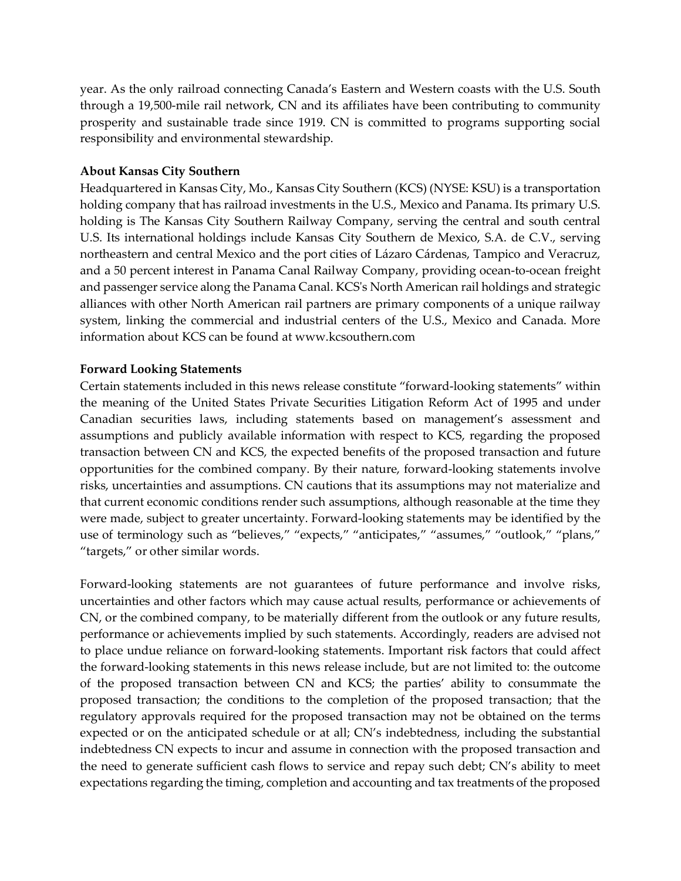year. As the only railroad connecting Canada's Eastern and Western coasts with the U.S. South through a 19,500-mile rail network, CN and its affiliates have been contributing to community prosperity and sustainable trade since 1919. CN is committed to programs supporting social responsibility and environmental stewardship.

**About Kansas City Southern**

Headquartered in Kansas City, Mo., Kansas City Southern (KCS) (NYSE: KSU) is a transportation holding company that has railroad investments in the U.S., Mexico and Panama. Its primary U.S. holding is The Kansas City Southern Railway Company, serving the central and south central U.S. Its international holdings include Kansas City Southern de Mexico, S.A. de C.V., serving northeastern and central Mexico and the port cities of Lázaro Cárdenas, Tampico and Veracruz, and a 50 percent interest in Panama Canal Railway Company, providing ocean-to-ocean freight and passenger service along the Panama Canal. KCS's North American rail holdings and strategic alliances with other North American rail partners are primary components of a unique railway system, linking the commercial and industrial centers of the U.S., Mexico and Canada. More information about KCS can be found at www.kcsouthern.com

**Forward Looking Statements**

Certain statements included in this news release constitute "forward-looking statements" within the meaning of the United States Private Securities Litigation Reform Act of 1995 and under Canadian securities laws, including statements based on management's assessment and assumptions and publicly available information with respect to KCS, regarding the proposed transaction between CN and KCS, the expected benefits of the proposed transaction and future opportunities for the combined company. By their nature, forward-looking statements involve risks, uncertainties and assumptions. CN cautions that its assumptions may not materialize and that current economic conditions render such assumptions, although reasonable at the time they were made, subject to greater uncertainty. Forward-looking statements may be identified by the use of terminology such as "believes," "expects," "anticipates," "assumes," "outlook," "plans," "targets," or other similar words.

Forward-looking statements are not guarantees of future performance and involve risks, uncertainties and other factors which may cause actual results, performance or achievements of CN, or the combined company, to be materially different from the outlook or any future results, performance or achievements implied by such statements. Accordingly, readers are advised not to place undue reliance on forward-looking statements. Important risk factors that could affect the forward-looking statements in this news release include, but are not limited to: the outcome of the proposed transaction between CN and KCS; the parties' ability to consummate the proposed transaction; the conditions to the completion of the proposed transaction; that the regulatory approvals required for the proposed transaction may not be obtained on the terms expected or on the anticipated schedule or at all; CN's indebtedness, including the substantial indebtedness CN expects to incur and assume in connection with the proposed transaction and the need to generate sufficient cash flows to service and repay such debt; CN's ability to meet expectations regarding the timing, completion and accounting and tax treatments of the proposed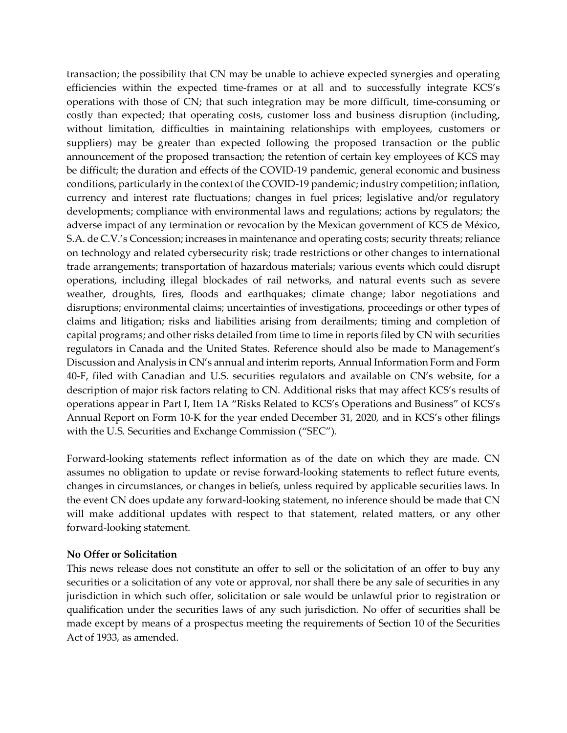transaction; the possibility that CN may be unable to achieve expected synergies and operating efficiencies within the expected time-frames or at all and to successfully integrate KCS's operations with those of CN; that such integration may be more difficult, time-consuming or costly than expected; that operating costs, customer loss and business disruption (including, without limitation, difficulties in maintaining relationships with employees, customers or suppliers) may be greater than expected following the proposed transaction or the public announcement of the proposed transaction; the retention of certain key employees of KCS may be difficult; the duration and effects of the COVID-19 pandemic, general economic and business conditions, particularly in the context of the COVID-19 pandemic; industry competition; inflation, currency and interest rate fluctuations; changes in fuel prices; legislative and/or regulatory developments; compliance with environmental laws and regulations; actions by regulators; the adverse impact of any termination or revocation by the Mexican government of KCS de México, S.A. de C.V.'s Concession; increases in maintenance and operating costs; security threats; reliance on technology and related cybersecurity risk; trade restrictions or other changes to international trade arrangements; transportation of hazardous materials; various events which could disrupt operations, including illegal blockades of rail networks, and natural events such as severe weather, droughts, fires, floods and earthquakes; climate change; labor negotiations and disruptions; environmental claims; uncertainties of investigations, proceedings or other types of claims and litigation; risks and liabilities arising from derailments; timing and completion of capital programs; and other risks detailed from time to time in reports filed by CN with securities regulators in Canada and the United States. Reference should also be made to Management's Discussion and Analysis in CN's annual and interim reports, Annual Information Form and Form 40-F, filed with Canadian and U.S. securities regulators and available on CN's website, for a description of major risk factors relating to CN. Additional risks that may affect KCS's results of operations appear in Part I, Item 1A "Risks Related to KCS's Operations and Business" of KCS's Annual Report on Form 10-K for the year ended December 31, 2020, and in KCS's other filings with the U.S. Securities and Exchange Commission ("SEC").

Forward-looking statements reflect information as of the date on which they are made. CN assumes no obligation to update or revise forward-looking statements to reflect future events, changes in circumstances, or changes in beliefs, unless required by applicable securities laws. In the event CN does update any forward-looking statement, no inference should be made that CN will make additional updates with respect to that statement, related matters, or any other forward-looking statement.

**No Offer or Solicitation**

This news release does not constitute an offer to sell or the solicitation of an offer to buy any securities or a solicitation of any vote or approval, nor shall there be any sale of securities in any jurisdiction in which such offer, solicitation or sale would be unlawful prior to registration or qualification under the securities laws of any such jurisdiction. No offer of securities shall be made except by means of a prospectus meeting the requirements of Section 10 of the Securities Act of 1933, as amended.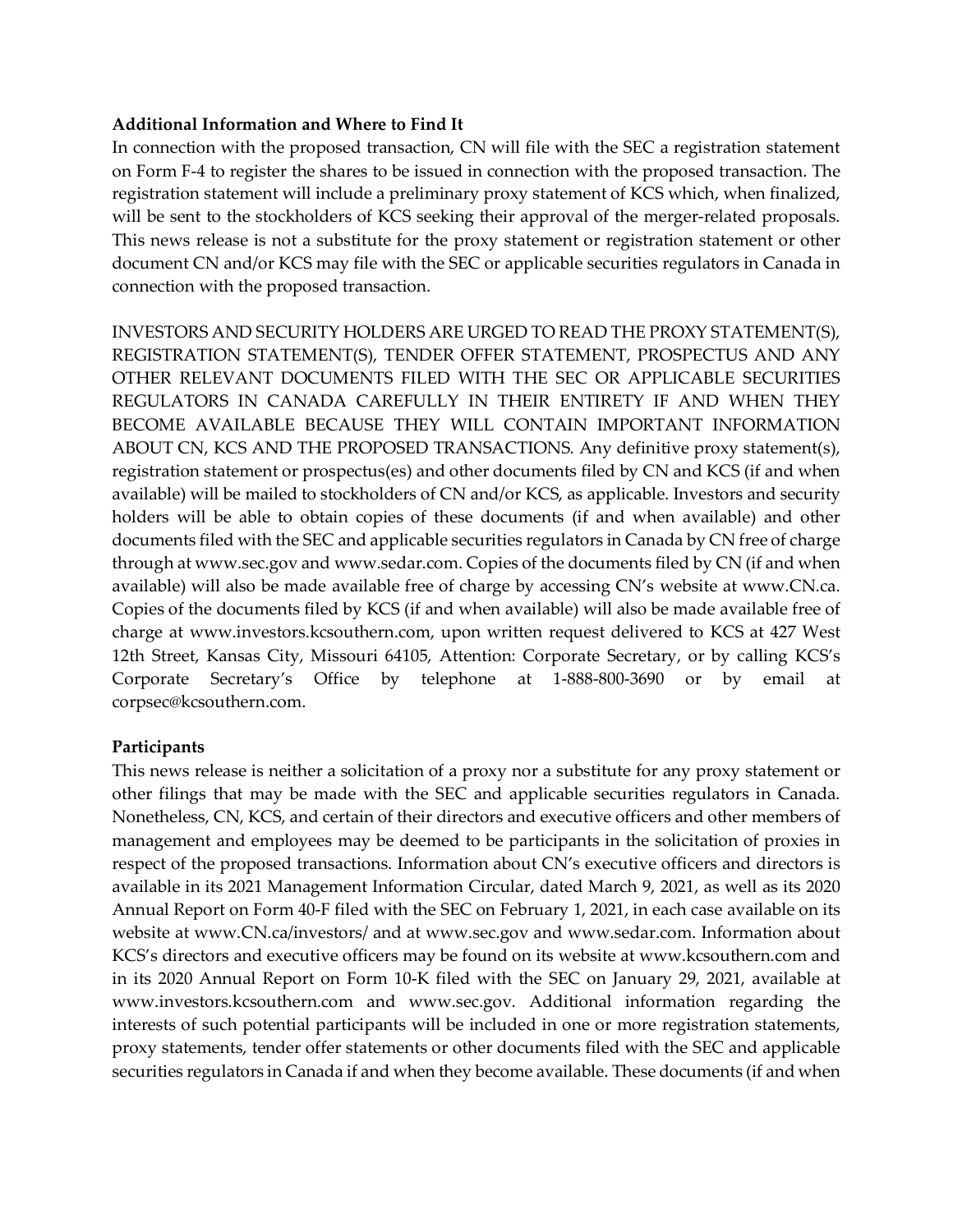**Additional Information and Where to Find It**

In connection with the proposed transaction, CN will file with the SEC a registration statement on Form F-4 to register the shares to be issued in connection with the proposed transaction. The registration statement will include a preliminary proxy statement of KCS which, when finalized, will be sent to the stockholders of KCS seeking their approval of the merger-related proposals. This news release is not a substitute for the proxy statement or registration statement or other document CN and/or KCS may file with the SEC or applicable securities regulators in Canada in connection with the proposed transaction.

INVESTORS AND SECURITY HOLDERS ARE URGED TO READ THE PROXY STATEMENT(S), REGISTRATION STATEMENT(S), TENDER OFFER STATEMENT, PROSPECTUS AND ANY OTHER RELEVANT DOCUMENTS FILED WITH THE SEC OR APPLICABLE SECURITIES REGULATORS IN CANADA CAREFULLY IN THEIR ENTIRETY IF AND WHEN THEY BECOME AVAILABLE BECAUSE THEY WILL CONTAIN IMPORTANT INFORMATION ABOUT CN, KCS AND THE PROPOSED TRANSACTIONS. Any definitive proxy statement(s), registration statement or prospectus(es) and other documents filed by CN and KCS (if and when available) will be mailed to stockholders of CN and/or KCS, as applicable. Investors and security holders will be able to obtain copies of these documents (if and when available) and other documents filed with the SEC and applicable securities regulators in Canada by CN free of charge through at www.sec.gov and www.sedar.com. Copies of the documents filed by CN (if and when available) will also be made available free of charge by accessing CN's website at www.CN.ca. Copies of the documents filed by KCS (if and when available) will also be made available free of charge at www.investors.kcsouthern.com, upon written request delivered to KCS at 427 West 12th Street, Kansas City, Missouri 64105, Attention: Corporate Secretary, or by calling KCS's Corporate Secretary's Office by telephone at 1-888-800-3690 or by email at corpsec@kcsouthern.com.

**Participants**

This news release is neither a solicitation of a proxy nor a substitute for any proxy statement or other filings that may be made with the SEC and applicable securities regulators in Canada. Nonetheless, CN, KCS, and certain of their directors and executive officers and other members of management and employees may be deemed to be participants in the solicitation of proxies in respect of the proposed transactions. Information about CN's executive officers and directors is available in its 2021 Management Information Circular, dated March 9, 2021, as well as its 2020 Annual Report on Form 40-F filed with the SEC on February 1, 2021, in each case available on its website at www.CN.ca/investors/ and at www.sec.gov and www.sedar.com. Information about KCS's directors and executive officers may be found on its website at www.kcsouthern.com and in its 2020 Annual Report on Form 10-K filed with the SEC on January 29, 2021, available at www.investors.kcsouthern.com and www.sec.gov. Additional information regarding the interests of such potential participants will be included in one or more registration statements, proxy statements, tender offer statements or other documents filed with the SEC and applicable securities regulators in Canada if and when they become available. These documents (if and when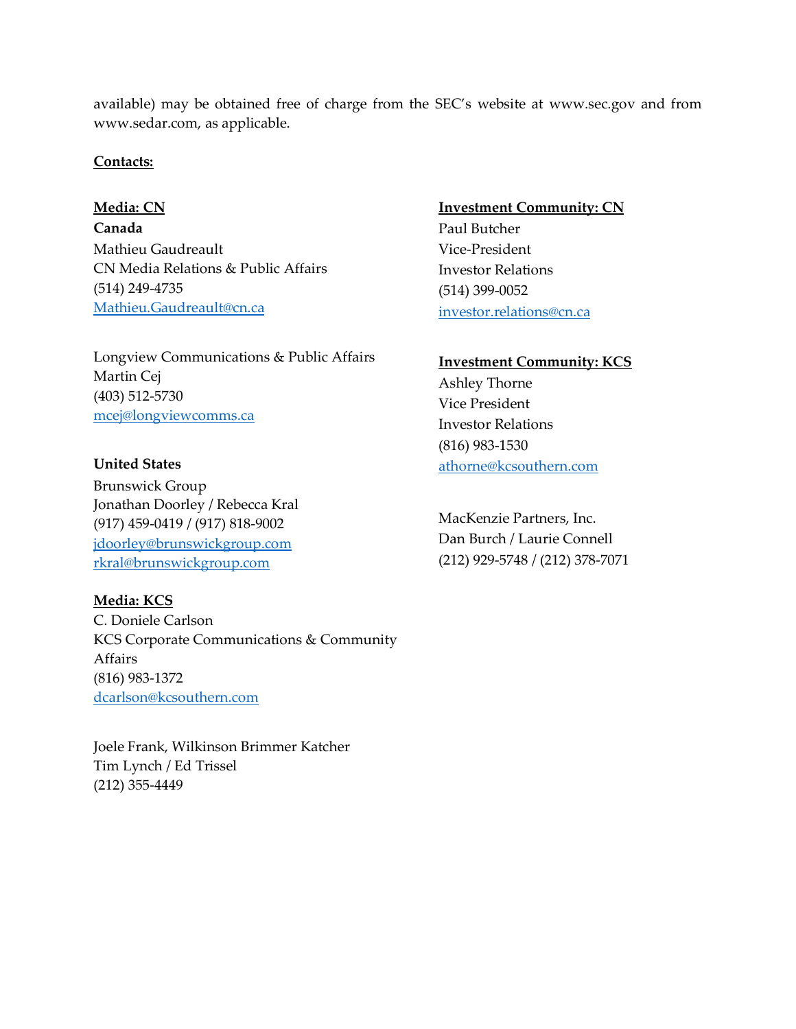available) may be obtained free of charge from the SEC's website at www.sec.gov and from www.sedar.com, as applicable.

**Contacts:**

**Media: CN**

**Canada**

Mathieu Gaudreault
CN Media Relations & Public Affairs
(514) 249-4735
Mathieu.Gaudreault@cn.ca

Longview Communications & Public Affairs
Martin Cej
(403) 512-5730
mcej@longviewcomms.ca

**United States**

Brunswick Group
Jonathan Doorley / Rebecca Kral
(917) 459-0419 / (917) 818-9002
jdoorley@brunswickgroup.com
rkral@brunswickgroup.com

**Media: KCS**

C. Doniele Carlson
KCS Corporate Communications & Community Affairs
(816) 983-1372
dcarlson@kcsouthern.com

Joele Frank, Wilkinson Brimmer Katcher
Tim Lynch / Ed Trissel
(212) 355-4449

**Investment Community: CN**

Paul Butcher
Vice-President
Investor Relations
(514) 399-0052
investor.relations@cn.ca

**Investment Community: KCS**

Ashley Thorne
Vice President
Investor Relations
(816) 983-1530
athorne@kcsouthern.com

MacKenzie Partners, Inc.
Dan Burch / Laurie Connell
(212) 929-5748 / (212) 378-7071